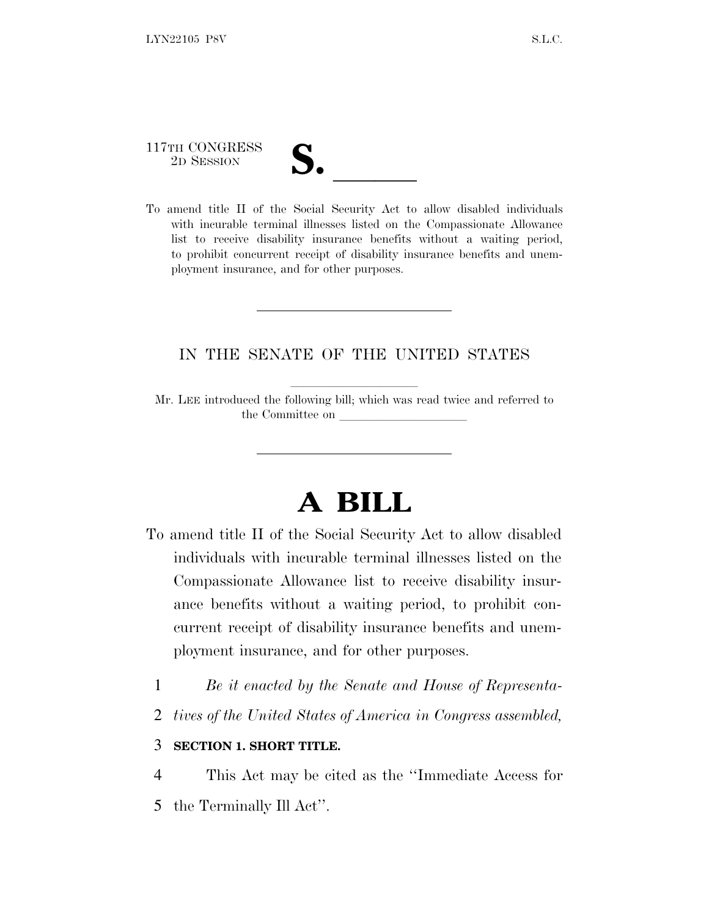117TH CONGRESS
2D SESSION

# S. \_\_\_\_\_\_

To amend title II of the Social Security Act to allow disabled individuals with incurable terminal illnesses listed on the Compassionate Allowance list to receive disability insurance benefits without a waiting period, to prohibit concurrent receipt of disability insurance benefits and unemployment insurance, and for other purposes.

---

IN THE SENATE OF THE UNITED STATES

Mr. LEE introduced the following bill; which was read twice and referred to the Committee on \_\_\_\_\_\_\_\_\_\_\_\_\_\_\_\_\_\_\_\_

---

# A BILL

To amend title II of the Social Security Act to allow disabled individuals with incurable terminal illnesses listed on the Compassionate Allowance list to receive disability insurance benefits without a waiting period, to prohibit concurrent receipt of disability insurance benefits and unemployment insurance, and for other purposes.

1 *Be it enacted by the Senate and House of Representa-*
2 *tives of the United States of America in Congress assembled,*

3 **SECTION 1. SHORT TITLE.**

4 This Act may be cited as the ''Immediate Access for
5 the Terminally Ill Act''.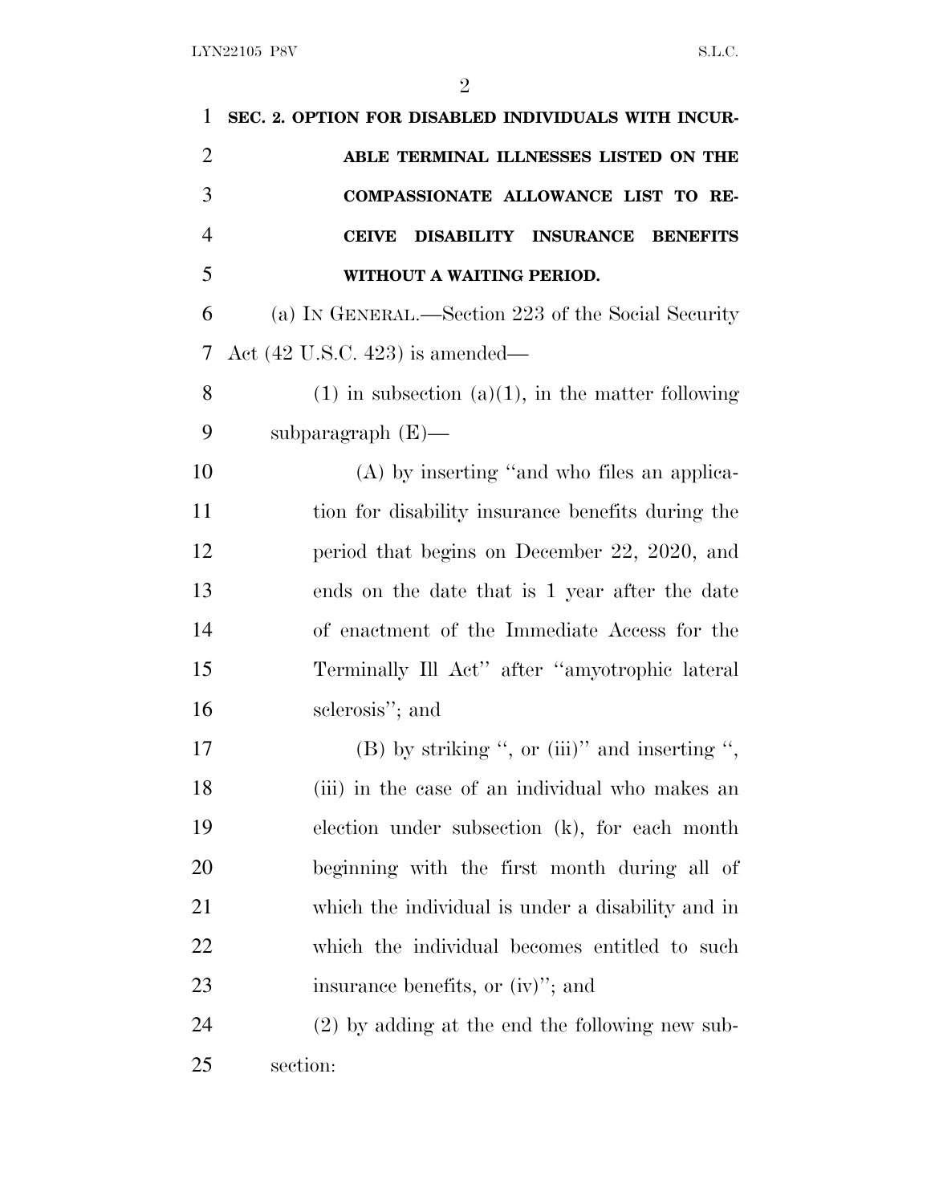**SEC. 2. OPTION FOR DISABLED INDIVIDUALS WITH INCURABLE TERMINAL ILLNESSES LISTED ON THE COMPASSIONATE ALLOWANCE LIST TO RECEIVE DISABILITY INSURANCE BENEFITS WITHOUT A WAITING PERIOD.**

(a) IN GENERAL.—Section 223 of the Social Security Act (42 U.S.C. 423) is amended—

(1) in subsection (a)(1), in the matter following subparagraph (E)—

(A) by inserting "and who files an application for disability insurance benefits during the period that begins on December 22, 2020, and ends on the date that is 1 year after the date of enactment of the Immediate Access for the Terminally Ill Act" after "amyotrophic lateral sclerosis"; and

(B) by striking ", or (iii)" and inserting ", (iii) in the case of an individual who makes an election under subsection (k), for each month beginning with the first month during all of which the individual is under a disability and in which the individual becomes entitled to such insurance benefits, or (iv)"; and

(2) by adding at the end the following new subsection: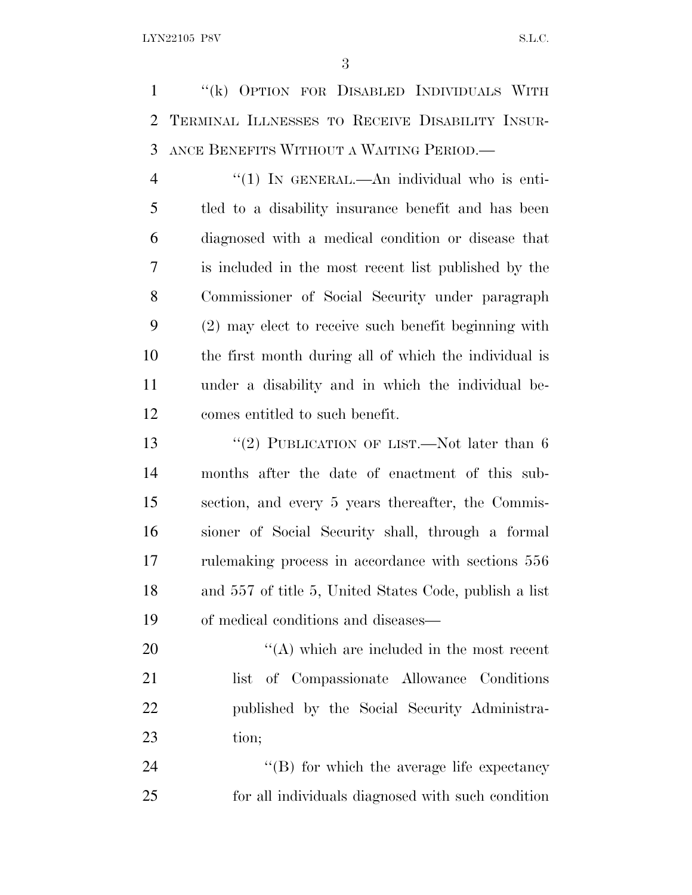"(k) OPTION FOR DISABLED INDIVIDUALS WITH TERMINAL ILLNESSES TO RECEIVE DISABILITY INSURANCE BENEFITS WITHOUT A WAITING PERIOD.—

"(1) IN GENERAL.—An individual who is entitled to a disability insurance benefit and has been diagnosed with a medical condition or disease that is included in the most recent list published by the Commissioner of Social Security under paragraph (2) may elect to receive such benefit beginning with the first month during all of which the individual is under a disability and in which the individual becomes entitled to such benefit.

"(2) PUBLICATION OF LIST.—Not later than 6 months after the date of enactment of this subsection, and every 5 years thereafter, the Commissioner of Social Security shall, through a formal rulemaking process in accordance with sections 556 and 557 of title 5, United States Code, publish a list of medical conditions and diseases—

"(A) which are included in the most recent list of Compassionate Allowance Conditions published by the Social Security Administration;

"(B) for which the average life expectancy for all individuals diagnosed with such condition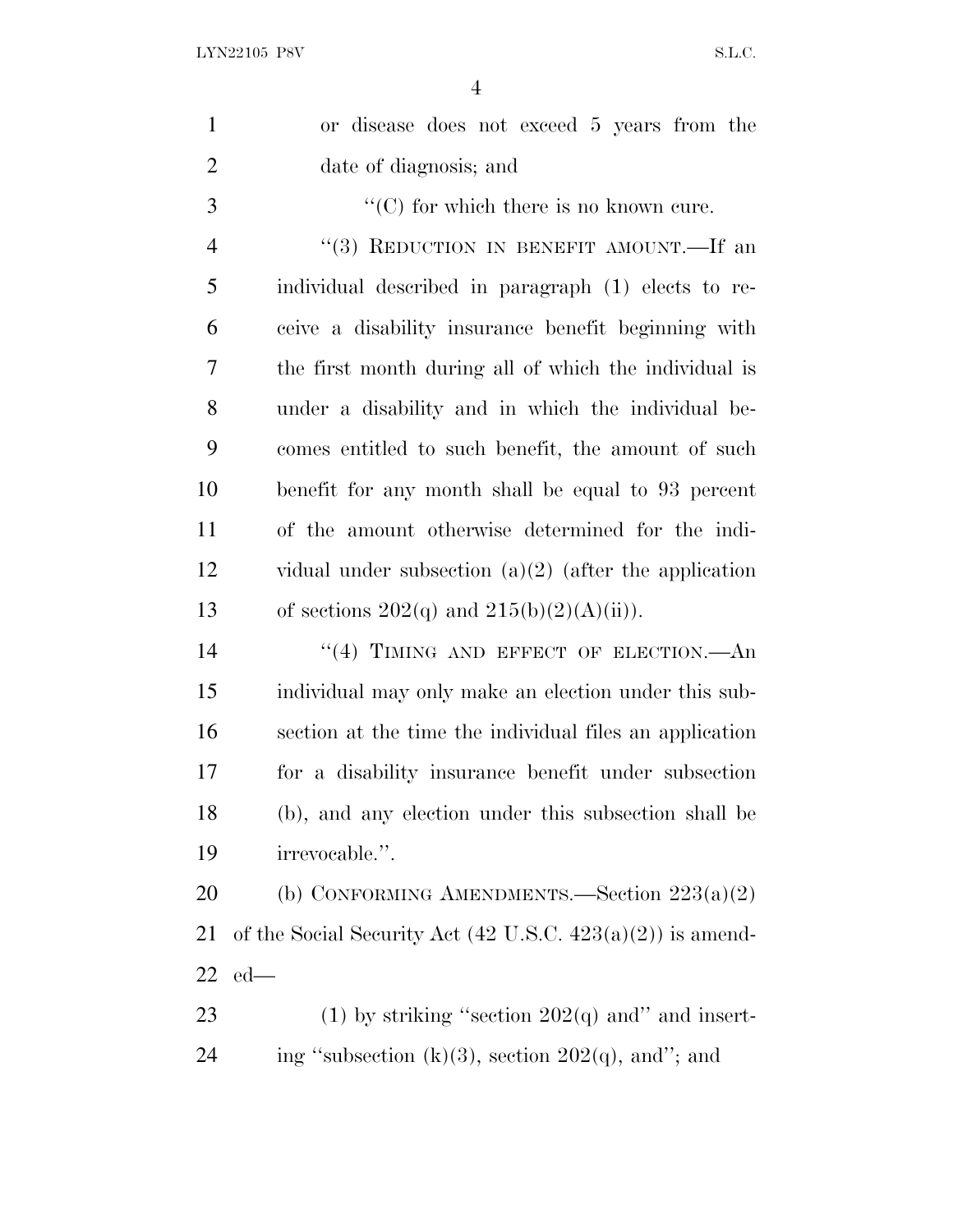or disease does not exceed 5 years from the date of diagnosis; and

"(C) for which there is no known cure.

"(3) REDUCTION IN BENEFIT AMOUNT.—If an individual described in paragraph (1) elects to receive a disability insurance benefit beginning with the first month during all of which the individual is under a disability and in which the individual becomes entitled to such benefit, the amount of such benefit for any month shall be equal to 93 percent of the amount otherwise determined for the individual under subsection (a)(2) (after the application of sections 202(q) and 215(b)(2)(A)(ii)).

"(4) TIMING AND EFFECT OF ELECTION.—An individual may only make an election under this subsection at the time the individual files an application for a disability insurance benefit under subsection (b), and any election under this subsection shall be irrevocable.".

(b) CONFORMING AMENDMENTS.—Section 223(a)(2) of the Social Security Act (42 U.S.C. 423(a)(2)) is amended—

(1) by striking "section 202(q) and" and inserting "subsection (k)(3), section 202(q), and"; and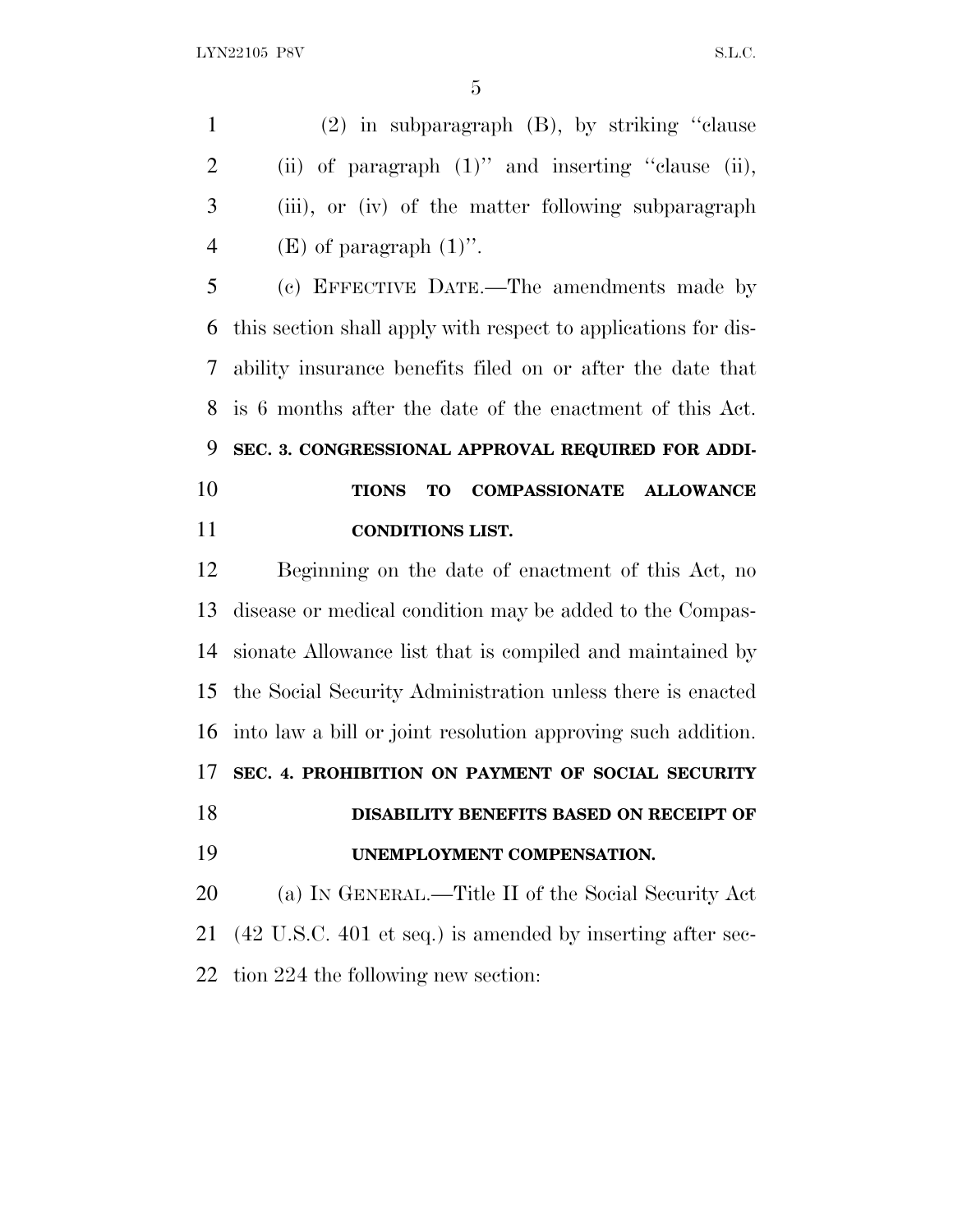(2) in subparagraph (B), by striking ''clause (ii) of paragraph (1)'' and inserting ''clause (ii), (iii), or (iv) of the matter following subparagraph (E) of paragraph (1)''.

(c) EFFECTIVE DATE.—The amendments made by this section shall apply with respect to applications for disability insurance benefits filed on or after the date that is 6 months after the date of the enactment of this Act.

**SEC. 3. CONGRESSIONAL APPROVAL REQUIRED FOR ADDITIONS TO COMPASSIONATE ALLOWANCE CONDITIONS LIST.**

Beginning on the date of enactment of this Act, no disease or medical condition may be added to the Compassionate Allowance list that is compiled and maintained by the Social Security Administration unless there is enacted into law a bill or joint resolution approving such addition.

**SEC. 4. PROHIBITION ON PAYMENT OF SOCIAL SECURITY DISABILITY BENEFITS BASED ON RECEIPT OF UNEMPLOYMENT COMPENSATION.**

(a) IN GENERAL.—Title II of the Social Security Act (42 U.S.C. 401 et seq.) is amended by inserting after section 224 the following new section: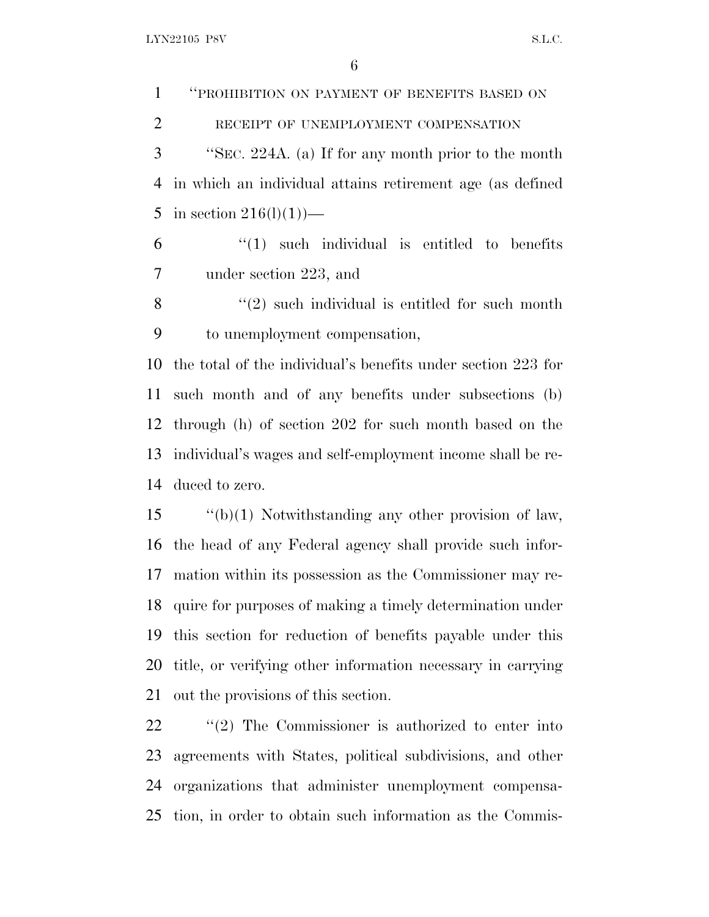"PROHIBITION ON PAYMENT OF BENEFITS BASED ON RECEIPT OF UNEMPLOYMENT COMPENSATION

"SEC. 224A. (a) If for any month prior to the month in which an individual attains retirement age (as defined in section 216(l)(1))—

"(1) such individual is entitled to benefits under section 223, and

"(2) such individual is entitled for such month to unemployment compensation,

the total of the individual's benefits under section 223 for such month and of any benefits under subsections (b) through (h) of section 202 for such month based on the individual's wages and self-employment income shall be reduced to zero.

"(b)(1) Notwithstanding any other provision of law, the head of any Federal agency shall provide such information within its possession as the Commissioner may require for purposes of making a timely determination under this section for reduction of benefits payable under this title, or verifying other information necessary in carrying out the provisions of this section.

"(2) The Commissioner is authorized to enter into agreements with States, political subdivisions, and other organizations that administer unemployment compensation, in order to obtain such information as the Commis-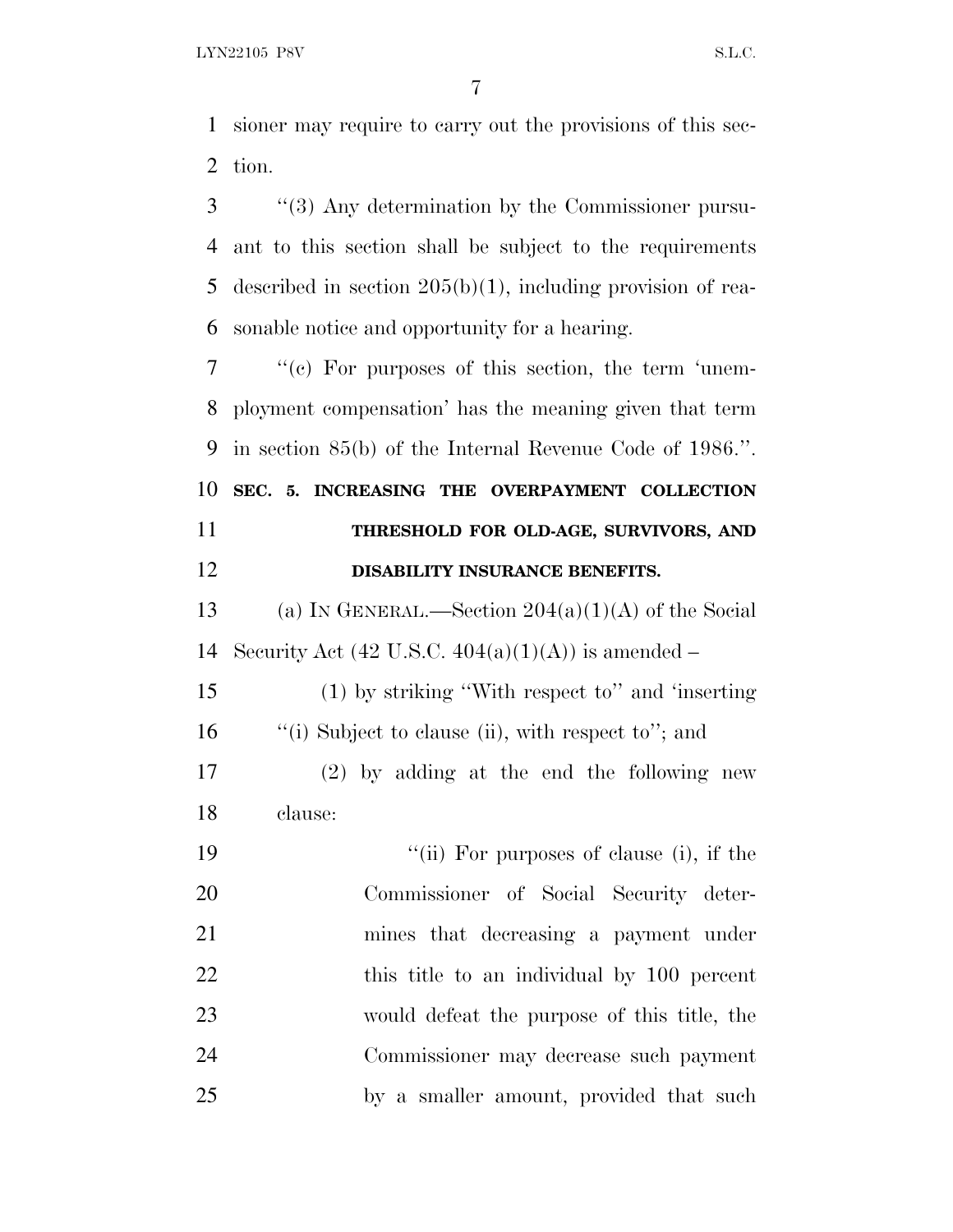sioner may require to carry out the provisions of this section.

''(3) Any determination by the Commissioner pursuant to this section shall be subject to the requirements described in section 205(b)(1), including provision of reasonable notice and opportunity for a hearing.

''(c) For purposes of this section, the term 'unemployment compensation' has the meaning given that term in section 85(b) of the Internal Revenue Code of 1986.''.

**SEC. 5. INCREASING THE OVERPAYMENT COLLECTION THRESHOLD FOR OLD-AGE, SURVIVORS, AND DISABILITY INSURANCE BENEFITS.**

(a) IN GENERAL.—Section 204(a)(1)(A) of the Social Security Act (42 U.S.C. 404(a)(1)(A)) is amended –

(1) by striking ''With respect to'' and 'inserting ''(i) Subject to clause (ii), with respect to''; and

(2) by adding at the end the following new clause:

''(ii) For purposes of clause (i), if the Commissioner of Social Security determines that decreasing a payment under this title to an individual by 100 percent would defeat the purpose of this title, the Commissioner may decrease such payment by a smaller amount, provided that such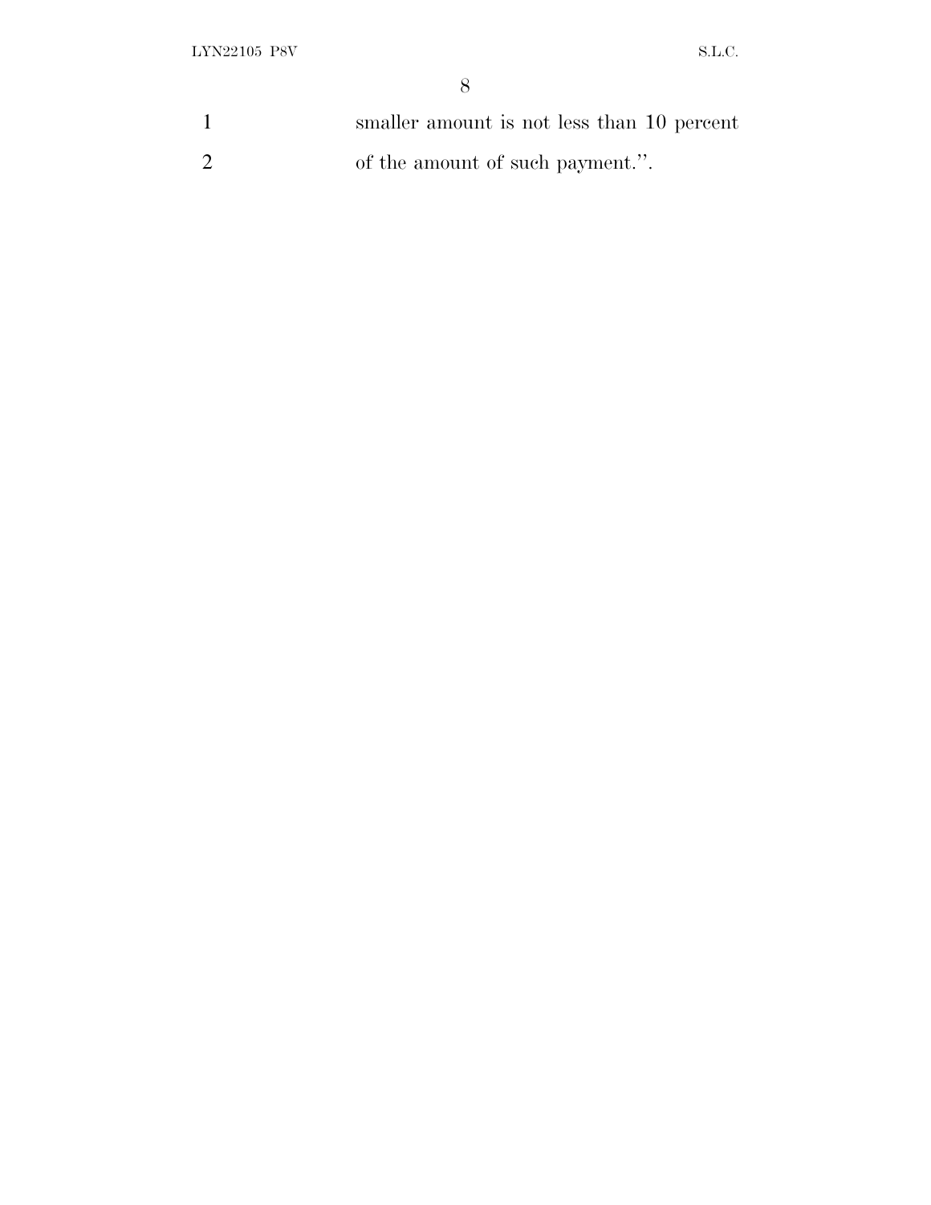smaller amount is not less than 10 percent of the amount of such payment.''.